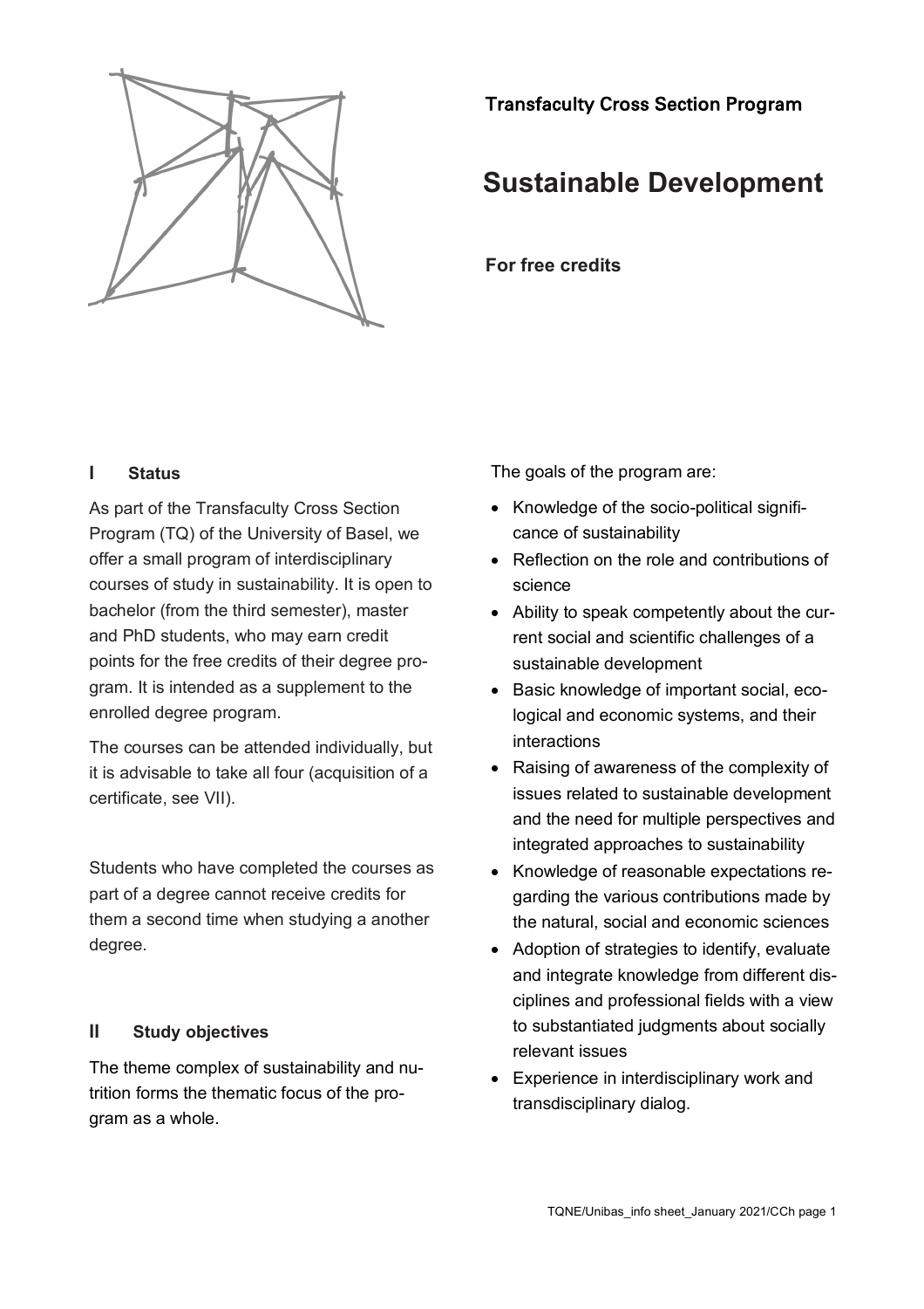Transfaculty Cross Section Program

# Sustainable Development

**For free credits**

## I Status

As part of the Transfaculty Cross Section Program (TQ) of the University of Basel, we offer a small program of interdisciplinary courses of study in sustainability. It is open to bachelor (from the third semester), master and PhD students, who may earn credit points for the free credits of their degree program. It is intended as a supplement to the enrolled degree program.

The courses can be attended individually, but it is advisable to take all four (acquisition of a certificate, see VII).

Students who have completed the courses as part of a degree cannot receive credits for them a second time when studying a another degree.

## II Study objectives

The theme complex of sustainability and nutrition forms the thematic focus of the program as a whole.

The goals of the program are:

- Knowledge of the socio-political significance of sustainability
- Reflection on the role and contributions of science
- Ability to speak competently about the current social and scientific challenges of a sustainable development
- Basic knowledge of important social, ecological and economic systems, and their interactions
- Raising of awareness of the complexity of issues related to sustainable development and the need for multiple perspectives and integrated approaches to sustainability
- Knowledge of reasonable expectations regarding the various contributions made by the natural, social and economic sciences
- Adoption of strategies to identify, evaluate and integrate knowledge from different disciplines and professional fields with a view to substantiated judgments about socially relevant issues
- Experience in interdisciplinary work and transdisciplinary dialog.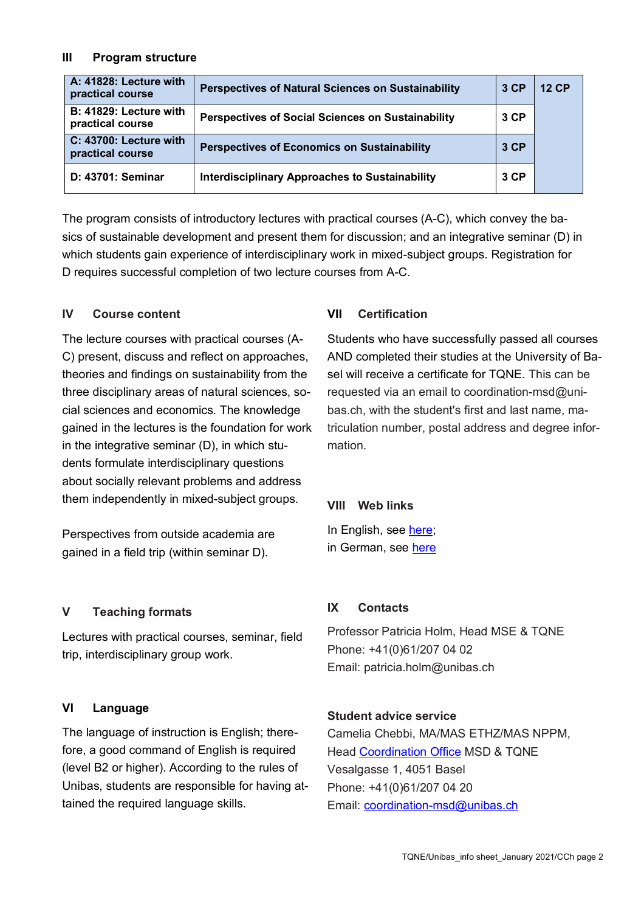## III Program structure

| | | | |
|---|---|---|---|
| **A: 41828: Lecture with practical course** | **Perspectives of Natural Sciences on Sustainability** | **3 CP** | **12 CP** |
| **B: 41829: Lecture with practical course** | **Perspectives of Social Sciences on Sustainability** | **3 CP** | |
| **C: 43700: Lecture with practical course** | **Perspectives of Economics on Sustainability** | **3 CP** | |
| **D: 43701: Seminar** | **Interdisciplinary Approaches to Sustainability** | **3 CP** | |

The program consists of introductory lectures with practical courses (A-C), which convey the basics of sustainable development and present them for discussion; and an integrative seminar (D) in which students gain experience of interdisciplinary work in mixed-subject groups. Registration for D requires successful completion of two lecture courses from A-C.

## IV Course content

The lecture courses with practical courses (A-C) present, discuss and reflect on approaches, theories and findings on sustainability from the three disciplinary areas of natural sciences, social sciences and economics. The knowledge gained in the lectures is the foundation for work in the integrative seminar (D), in which students formulate interdisciplinary questions about socially relevant problems and address them independently in mixed-subject groups.

Perspectives from outside academia are gained in a field trip (within seminar D).

## V Teaching formats

Lectures with practical courses, seminar, field trip, interdisciplinary group work.

## VI Language

The language of instruction is English; therefore, a good command of English is required (level B2 or higher). According to the rules of Unibas, students are responsible for having attained the required language skills.

## VII Certification

Students who have successfully passed all courses AND completed their studies at the University of Basel will receive a certificate for TQNE. This can be requested via an email to coordination-msd@unibas.ch, with the student's first and last name, matriculation number, postal address and degree information.

## VIII Web links

In English, see here;
in German, see here

## IX Contacts

Professor Patricia Holm, Head MSE & TQNE
Phone: +41(0)61/207 04 02
Email: patricia.holm@unibas.ch

**Student advice service**
Camelia Chebbi, MA/MAS ETHZ/MAS NPPM,
Head Coordination Office MSD & TQNE
Vesalgasse 1, 4051 Basel
Phone: +41(0)61/207 04 20
Email: coordination-msd@unibas.ch